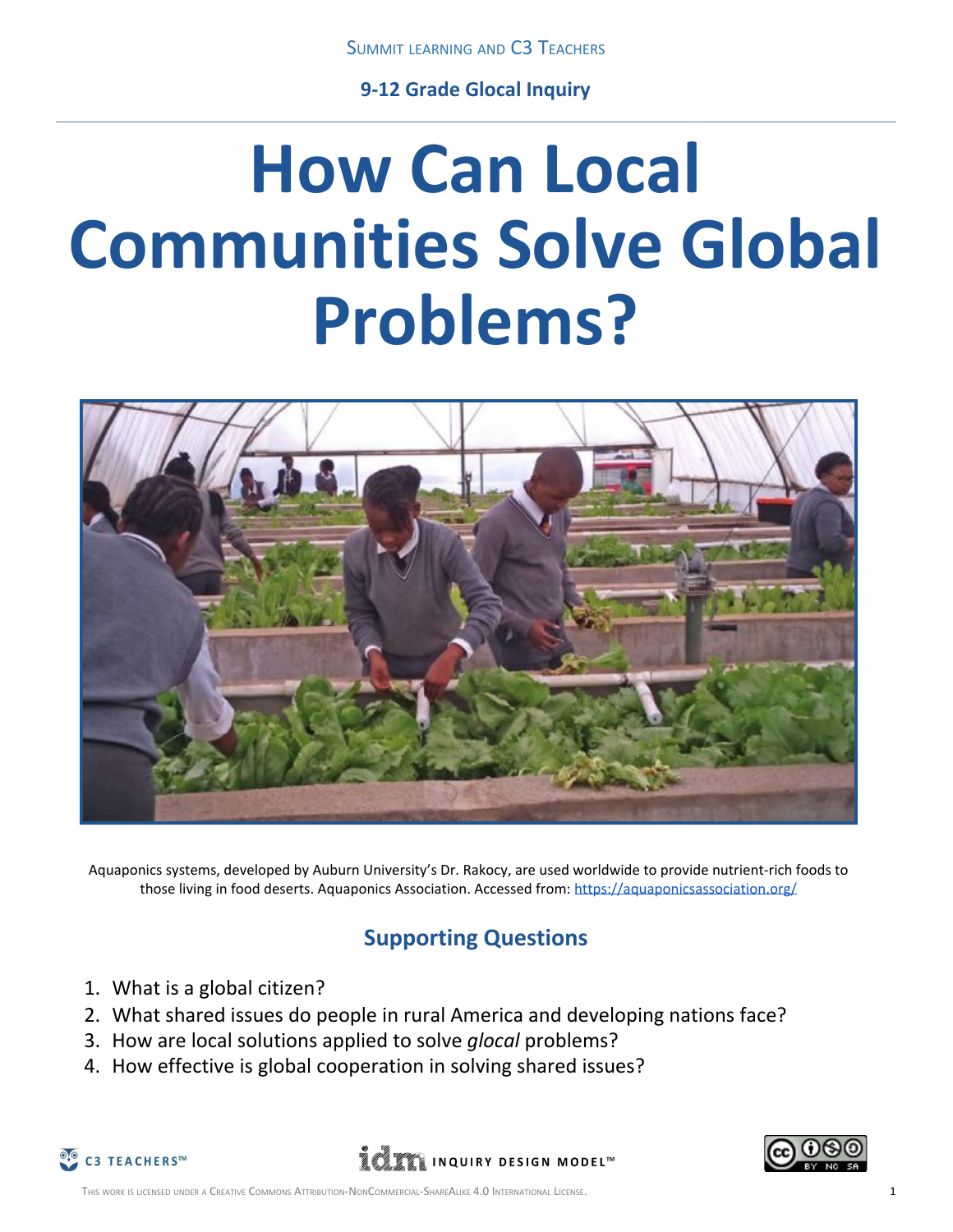Summit Learning and C3 Teachers

**9-12 Grade Glocal Inquiry**

# How Can Local Communities Solve Global Problems?

Aquaponics systems, developed by Auburn University's Dr. Rakocy, are used worldwide to provide nutrient-rich foods to those living in food deserts. Aquaponics Association. Accessed from: https://aquaponicsassociation.org/

## Supporting Questions

1. What is a global citizen?
2. What shared issues do people in rural America and developing nations face?
3. How are local solutions applied to solve *glocal* problems?
4. How effective is global cooperation in solving shared issues?

C3 TEACHERS™ · INQUIRY DESIGN MODEL™

This work is licensed under a Creative Commons Attribution-NonCommercial-ShareAlike 4.0 International License.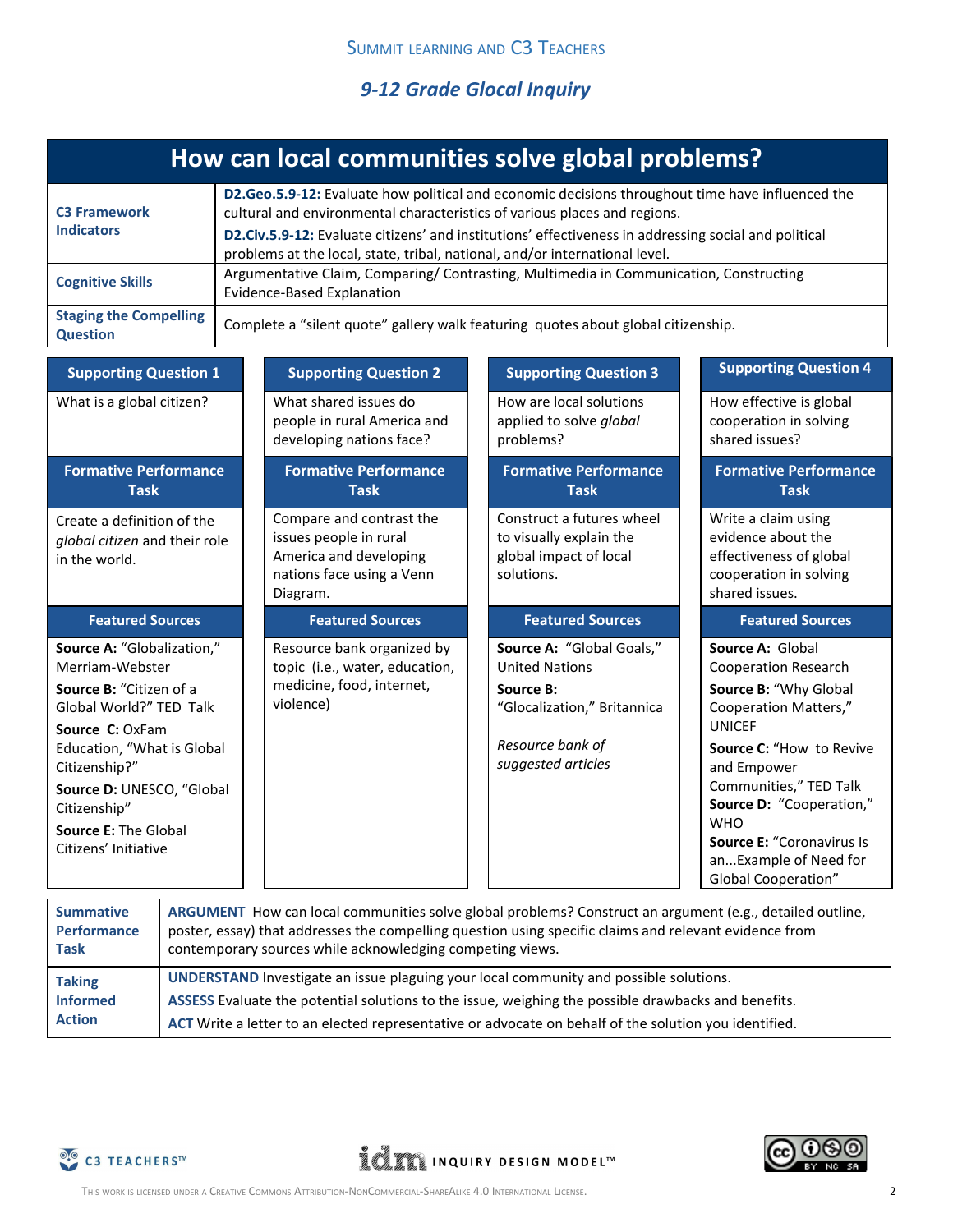# How can local communities solve global problems?

| | |
|---|---|
| **C3 Framework Indicators** | **D2.Geo.5.9-12:** Evaluate how political and economic decisions throughout time have influenced the cultural and environmental characteristics of various places and regions.<br>**D2.Civ.5.9-12:** Evaluate citizens' and institutions' effectiveness in addressing social and political problems at the local, state, tribal, national, and/or international level. |
| **Cognitive Skills** | Argumentative Claim, Comparing/ Contrasting, Multimedia in Communication, Constructing Evidence-Based Explanation |
| **Staging the Compelling Question** | Complete a "silent quote" gallery walk featuring quotes about global citizenship. |

| Supporting Question 1 | Supporting Question 2 | Supporting Question 3 | Supporting Question 4 |
|---|---|---|---|
| What is a global citizen? | What shared issues do people in rural America and developing nations face? | How are local solutions applied to solve *global* problems? | How effective is global cooperation in solving shared issues? |
| **Formative Performance Task** | **Formative Performance Task** | **Formative Performance Task** | **Formative Performance Task** |
| Create a definition of the *global citizen* and their role in the world. | Compare and contrast the issues people in rural America and developing nations face using a Venn Diagram. | Construct a futures wheel to visually explain the global impact of local solutions. | Write a claim using evidence about the effectiveness of global cooperation in solving shared issues. |
| **Featured Sources** | **Featured Sources** | **Featured Sources** | **Featured Sources** |
| **Source A:** "Globalization," Merriam-Webster<br>**Source B:** "Citizen of a Global World?" TED Talk<br>**Source C:** OxFam Education, "What is Global Citizenship?"<br>**Source D:** UNESCO, "Global Citizenship"<br>**Source E:** The Global Citizens' Initiative | Resource bank organized by topic (i.e., water, education, medicine, food, internet, violence) | **Source A:** "Global Goals," United Nations<br>**Source B:** "Glocalization," Britannica<br><br>*Resource bank of suggested articles* | **Source A:** Global Cooperation Research<br>**Source B:** "Why Global Cooperation Matters," UNICEF<br>**Source C:** "How to Revive and Empower Communities," TED Talk<br>**Source D:** "Cooperation," WHO<br>**Source E:** "Coronavirus Is an...Example of Need for Global Cooperation" |

| | |
|---|---|
| **Summative Performance Task** | **ARGUMENT** How can local communities solve global problems? Construct an argument (e.g., detailed outline, poster, essay) that addresses the compelling question using specific claims and relevant evidence from contemporary sources while acknowledging competing views. |
| **Taking Informed Action** | **UNDERSTAND** Investigate an issue plaguing your local community and possible solutions.<br>**ASSESS** Evaluate the potential solutions to the issue, weighing the possible drawbacks and benefits.<br>**ACT** Write a letter to an elected representative or advocate on behalf of the solution you identified. |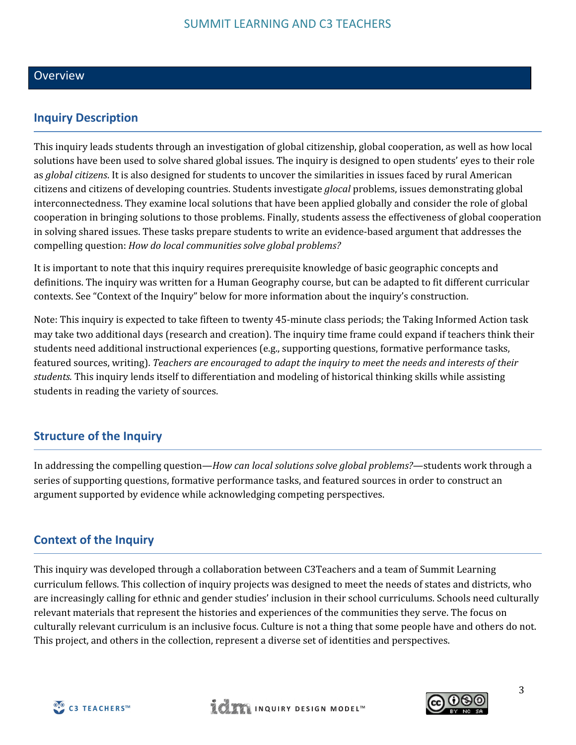## Overview

### Inquiry Description

This inquiry leads students through an investigation of global citizenship, global cooperation, as well as how local solutions have been used to solve shared global issues. The inquiry is designed to open students' eyes to their role as *global citizens.* It is also designed for students to uncover the similarities in issues faced by rural American citizens and citizens of developing countries. Students investigate *glocal* problems, issues demonstrating global interconnectedness. They examine local solutions that have been applied globally and consider the role of global cooperation in bringing solutions to those problems. Finally, students assess the effectiveness of global cooperation in solving shared issues. These tasks prepare students to write an evidence-based argument that addresses the compelling question: *How do local communities solve global problems?*

It is important to note that this inquiry requires prerequisite knowledge of basic geographic concepts and definitions. The inquiry was written for a Human Geography course, but can be adapted to fit different curricular contexts. See "Context of the Inquiry" below for more information about the inquiry's construction.

Note: This inquiry is expected to take fifteen to twenty 45-minute class periods; the Taking Informed Action task may take two additional days (research and creation). The inquiry time frame could expand if teachers think their students need additional instructional experiences (e.g., supporting questions, formative performance tasks, featured sources, writing). *Teachers are encouraged to adapt the inquiry to meet the needs and interests of their students.* This inquiry lends itself to differentiation and modeling of historical thinking skills while assisting students in reading the variety of sources.

### Structure of the Inquiry

In addressing the compelling question—*How can local solutions solve global problems?*—students work through a series of supporting questions, formative performance tasks, and featured sources in order to construct an argument supported by evidence while acknowledging competing perspectives.

### Context of the Inquiry

This inquiry was developed through a collaboration between C3Teachers and a team of Summit Learning curriculum fellows. This collection of inquiry projects was designed to meet the needs of states and districts, who are increasingly calling for ethnic and gender studies' inclusion in their school curriculums. Schools need culturally relevant materials that represent the histories and experiences of the communities they serve. The focus on culturally relevant curriculum is an inclusive focus. Culture is not a thing that some people have and others do not. This project, and others in the collection, represent a diverse set of identities and perspectives.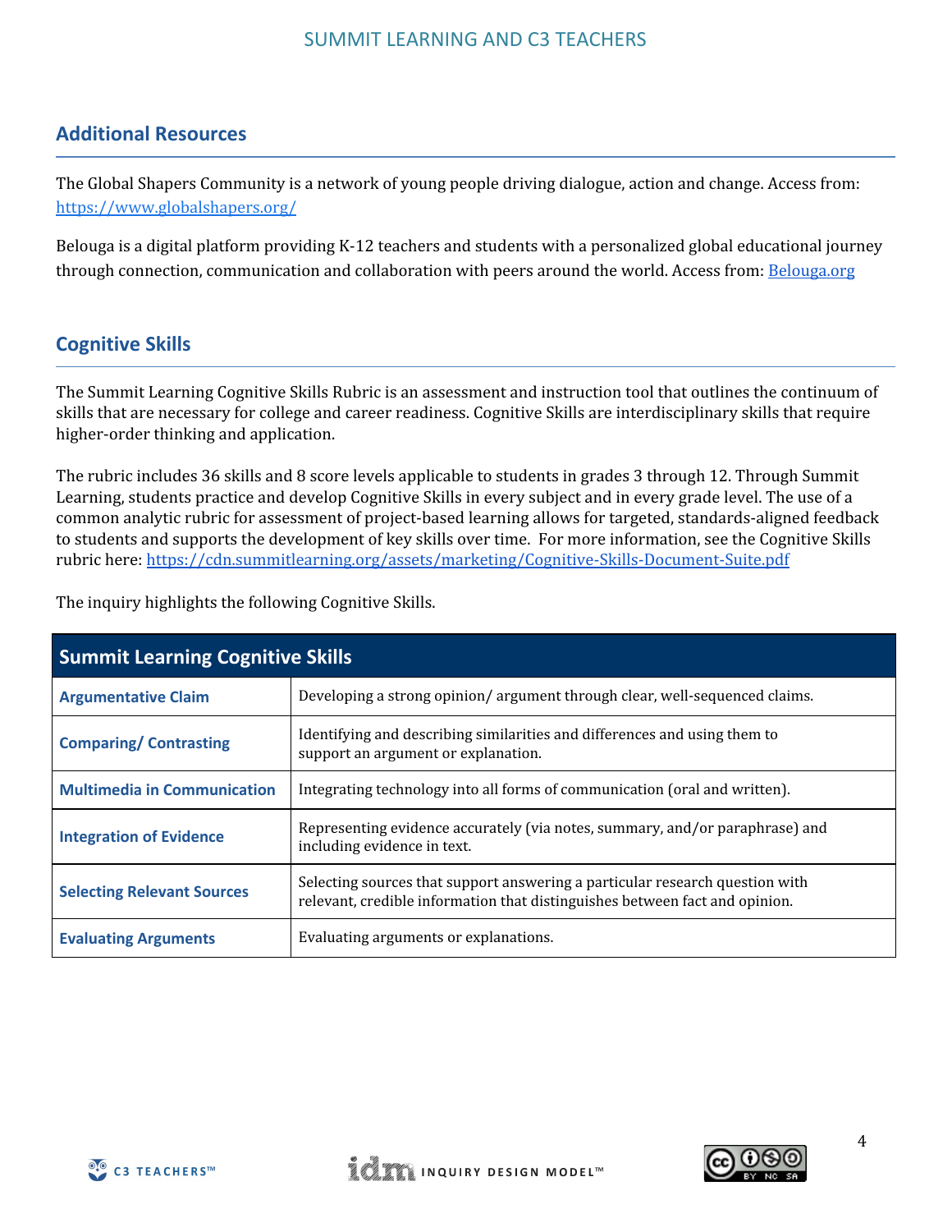## Additional Resources

The Global Shapers Community is a network of young people driving dialogue, action and change. Access from: https://www.globalshapers.org/

Belouga is a digital platform providing K-12 teachers and students with a personalized global educational journey through connection, communication and collaboration with peers around the world. Access from: Belouga.org

## Cognitive Skills

The Summit Learning Cognitive Skills Rubric is an assessment and instruction tool that outlines the continuum of skills that are necessary for college and career readiness. Cognitive Skills are interdisciplinary skills that require higher-order thinking and application.

The rubric includes 36 skills and 8 score levels applicable to students in grades 3 through 12. Through Summit Learning, students practice and develop Cognitive Skills in every subject and in every grade level. The use of a common analytic rubric for assessment of project-based learning allows for targeted, standards-aligned feedback to students and supports the development of key skills over time. For more information, see the Cognitive Skills rubric here: https://cdn.summitlearning.org/assets/marketing/Cognitive-Skills-Document-Suite.pdf

The inquiry highlights the following Cognitive Skills.

| Summit Learning Cognitive Skills | |
|---|---|
| **Argumentative Claim** | Developing a strong opinion/ argument through clear, well-sequenced claims. |
| **Comparing/ Contrasting** | Identifying and describing similarities and differences and using them to support an argument or explanation. |
| **Multimedia in Communication** | Integrating technology into all forms of communication (oral and written). |
| **Integration of Evidence** | Representing evidence accurately (via notes, summary, and/or paraphrase) and including evidence in text. |
| **Selecting Relevant Sources** | Selecting sources that support answering a particular research question with relevant, credible information that distinguishes between fact and opinion. |
| **Evaluating Arguments** | Evaluating arguments or explanations. |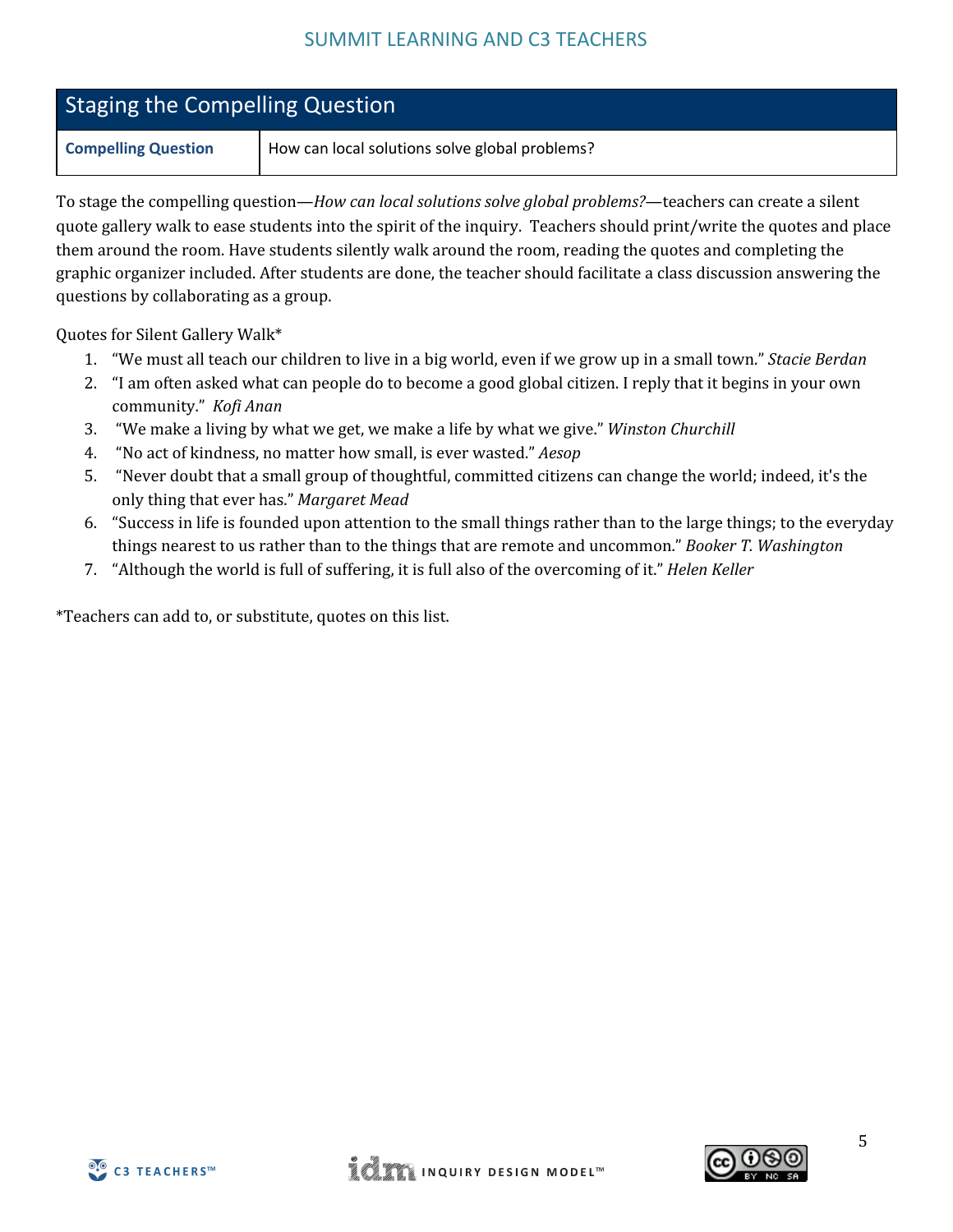## Staging the Compelling Question

| Compelling Question | How can local solutions solve global problems? |
|---|---|

To stage the compelling question—*How can local solutions solve global problems?*—teachers can create a silent quote gallery walk to ease students into the spirit of the inquiry. Teachers should print/write the quotes and place them around the room. Have students silently walk around the room, reading the quotes and completing the graphic organizer included. After students are done, the teacher should facilitate a class discussion answering the questions by collaborating as a group.

Quotes for Silent Gallery Walk*

1. "We must all teach our children to live in a big world, even if we grow up in a small town." *Stacie Berdan*
2. "I am often asked what can people do to become a good global citizen. I reply that it begins in your own community." *Kofi Anan*
3. "We make a living by what we get, we make a life by what we give." *Winston Churchill*
4. "No act of kindness, no matter how small, is ever wasted." *Aesop*
5. "Never doubt that a small group of thoughtful, committed citizens can change the world; indeed, it's the only thing that ever has." *Margaret Mead*
6. "Success in life is founded upon attention to the small things rather than to the large things; to the everyday things nearest to us rather than to the things that are remote and uncommon." *Booker T. Washington*
7. "Although the world is full of suffering, it is full also of the overcoming of it." *Helen Keller*

*Teachers can add to, or substitute, quotes on this list.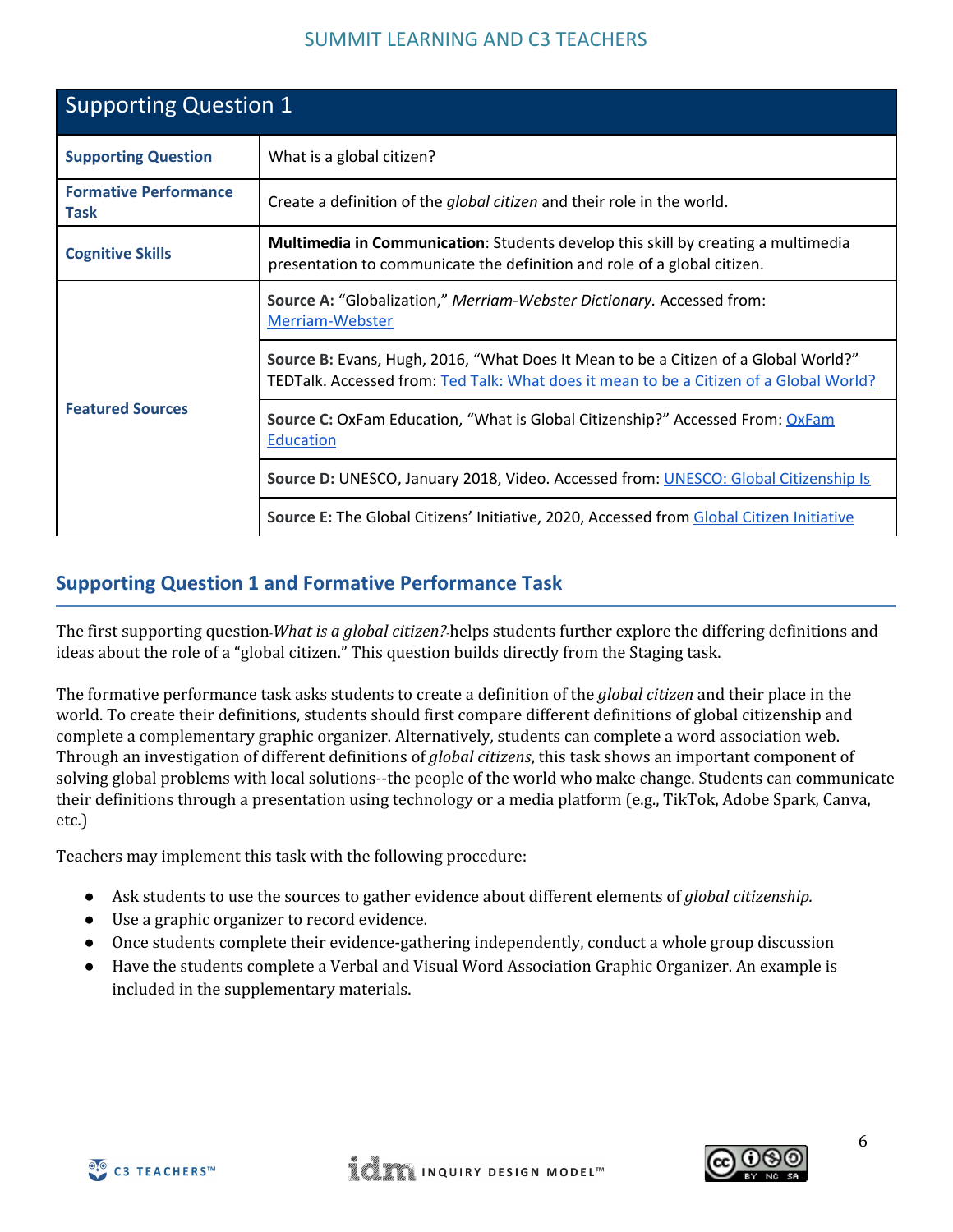| Supporting Question 1 | |
|---|---|
| **Supporting Question** | What is a global citizen? |
| **Formative Performance Task** | Create a definition of the *global citizen* and their role in the world. |
| **Cognitive Skills** | **Multimedia in Communication**: Students develop this skill by creating a multimedia presentation to communicate the definition and role of a global citizen. |
| **Featured Sources** | **Source A:** "Globalization," *Merriam-Webster Dictionary*. Accessed from: Merriam-Webster |
| | **Source B:** Evans, Hugh, 2016, "What Does It Mean to be a Citizen of a Global World?" TEDTalk. Accessed from: Ted Talk: What does it mean to be a Citizen of a Global World? |
| | **Source C:** OxFam Education, "What is Global Citizenship?" Accessed From: OxFam Education |
| | **Source D:** UNESCO, January 2018, Video. Accessed from: UNESCO: Global Citizenship Is |
| | **Source E:** The Global Citizens' Initiative, 2020, Accessed from Global Citizen Initiative |

## Supporting Question 1 and Formative Performance Task

The first supporting question *What is a global citizen?* helps students further explore the differing definitions and ideas about the role of a "global citizen." This question builds directly from the Staging task.

The formative performance task asks students to create a definition of the *global citizen* and their place in the world. To create their definitions, students should first compare different definitions of global citizenship and complete a complementary graphic organizer. Alternatively, students can complete a word association web. Through an investigation of different definitions of *global citizens*, this task shows an important component of solving global problems with local solutions--the people of the world who make change. Students can communicate their definitions through a presentation using technology or a media platform (e.g., TikTok, Adobe Spark, Canva, etc.)

Teachers may implement this task with the following procedure:

- Ask students to use the sources to gather evidence about different elements of *global citizenship.*
- Use a graphic organizer to record evidence.
- Once students complete their evidence-gathering independently, conduct a whole group discussion
- Have the students complete a Verbal and Visual Word Association Graphic Organizer. An example is included in the supplementary materials.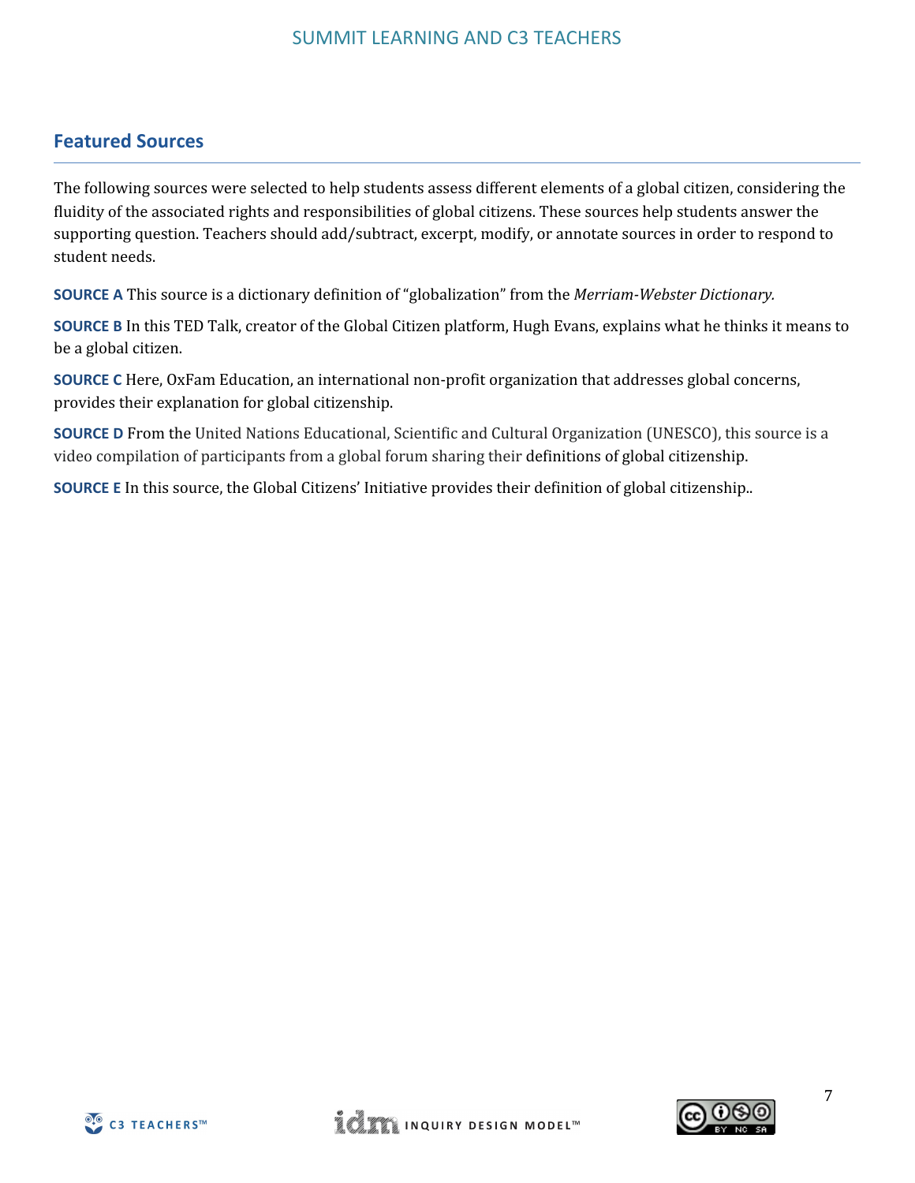## Featured Sources

The following sources were selected to help students assess different elements of a global citizen, considering the fluidity of the associated rights and responsibilities of global citizens. These sources help students answer the supporting question. Teachers should add/subtract, excerpt, modify, or annotate sources in order to respond to student needs.

**SOURCE A** This source is a dictionary definition of "globalization" from the *Merriam-Webster Dictionary.*

**SOURCE B** In this TED Talk, creator of the Global Citizen platform, Hugh Evans, explains what he thinks it means to be a global citizen.

**SOURCE C** Here, OxFam Education, an international non-profit organization that addresses global concerns, provides their explanation for global citizenship.

**SOURCE D** From the United Nations Educational, Scientific and Cultural Organization (UNESCO), this source is a video compilation of participants from a global forum sharing their definitions of global citizenship.

**SOURCE E** In this source, the Global Citizens' Initiative provides their definition of global citizenship..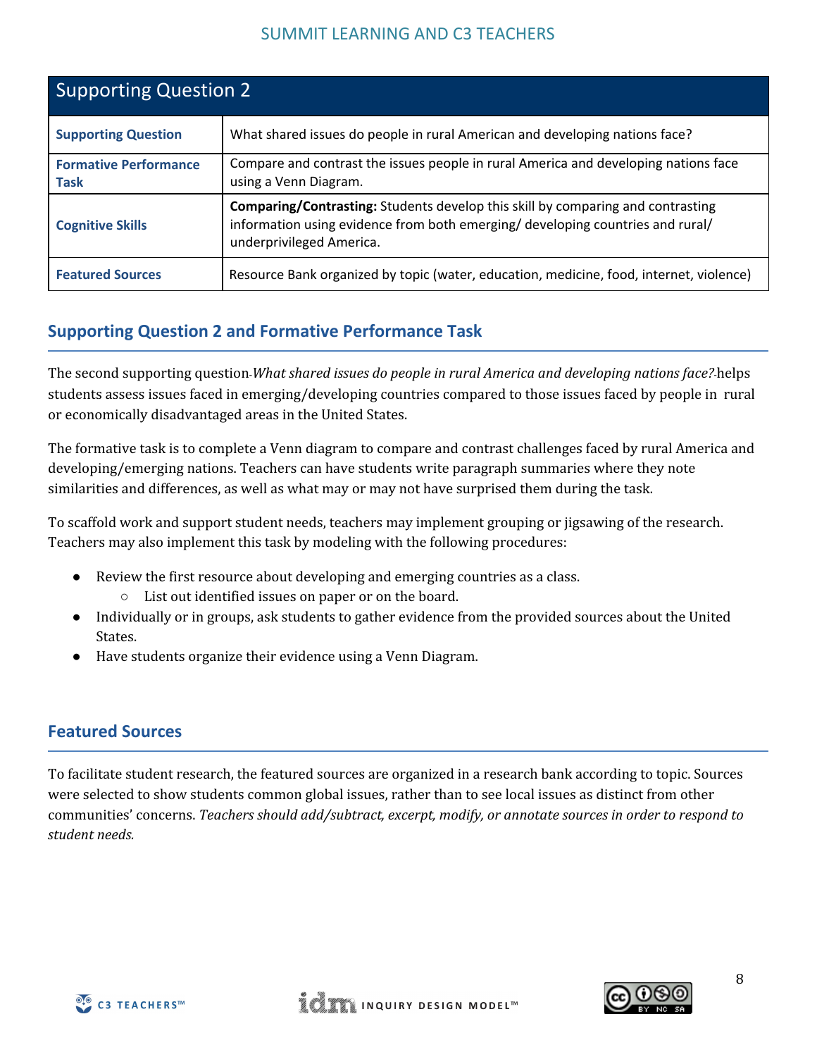| Supporting Question 2 | |
|---|---|
| **Supporting Question** | What shared issues do people in rural American and developing nations face? |
| **Formative Performance Task** | Compare and contrast the issues people in rural America and developing nations face using a Venn Diagram. |
| **Cognitive Skills** | **Comparing/Contrasting:** Students develop this skill by comparing and contrasting information using evidence from both emerging/ developing countries and rural/ underprivileged America. |
| **Featured Sources** | Resource Bank organized by topic (water, education, medicine, food, internet, violence) |

## Supporting Question 2 and Formative Performance Task

The second supporting question-*What shared issues do people in rural America and developing nations face?*-helps students assess issues faced in emerging/developing countries compared to those issues faced by people in rural or economically disadvantaged areas in the United States.

The formative task is to complete a Venn diagram to compare and contrast challenges faced by rural America and developing/emerging nations. Teachers can have students write paragraph summaries where they note similarities and differences, as well as what may or may not have surprised them during the task.

To scaffold work and support student needs, teachers may implement grouping or jigsawing of the research. Teachers may also implement this task by modeling with the following procedures:

- Review the first resource about developing and emerging countries as a class.
  - List out identified issues on paper or on the board.
- Individually or in groups, ask students to gather evidence from the provided sources about the United States.
- Have students organize their evidence using a Venn Diagram.

## Featured Sources

To facilitate student research, the featured sources are organized in a research bank according to topic. Sources were selected to show students common global issues, rather than to see local issues as distinct from other communities' concerns. *Teachers should add/subtract, excerpt, modify, or annotate sources in order to respond to student needs.*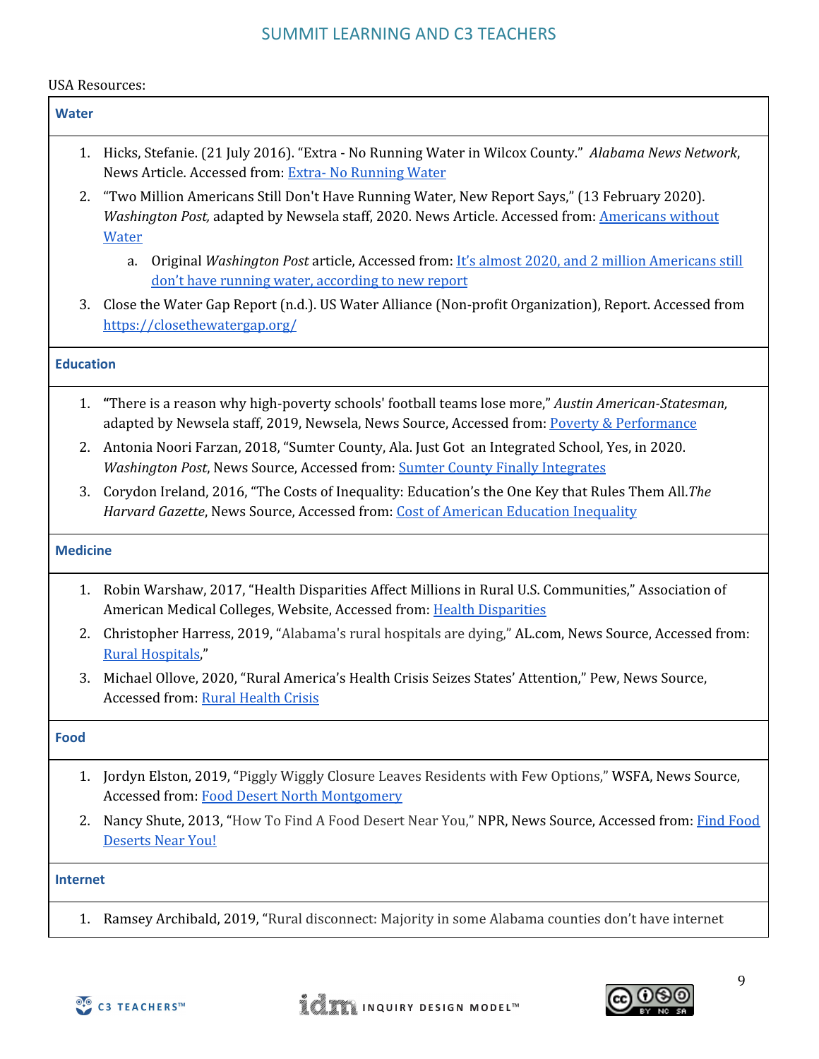USA Resources:

### Water

1. Hicks, Stefanie. (21 July 2016). "Extra - No Running Water in Wilcox County." *Alabama News Network*, News Article. Accessed from: [Extra- No Running Water]
2. "Two Million Americans Still Don't Have Running Water, New Report Says," (13 February 2020). *Washington Post,* adapted by Newsela staff, 2020. News Article. Accessed from: [Americans without Water]
   a. Original *Washington Post* article, Accessed from: [It's almost 2020, and 2 million Americans still don't have running water, according to new report]
3. Close the Water Gap Report (n.d.). US Water Alliance (Non-profit Organization), Report. Accessed from https://closethewatergap.org/

### Education

1. "There is a reason why high-poverty schools' football teams lose more," *Austin American-Statesman,* adapted by Newsela staff, 2019, Newsela, News Source, Accessed from: [Poverty & Performance]
2. Antonia Noori Farzan, 2018, "Sumter County, Ala. Just Got an Integrated School, Yes, in 2020. *Washington Post*, News Source, Accessed from: [Sumter County Finally Integrates]
3. Corydon Ireland, 2016, "The Costs of Inequality: Education's the One Key that Rules Them All.*The Harvard Gazette*, News Source, Accessed from: [Cost of American Education Inequality]

### Medicine

1. Robin Warshaw, 2017, "Health Disparities Affect Millions in Rural U.S. Communities," Association of American Medical Colleges, Website, Accessed from: [Health Disparities]
2. Christopher Harress, 2019, "Alabama's rural hospitals are dying," AL.com, News Source, Accessed from: [Rural Hospitals],"
3. Michael Ollove, 2020, "Rural America's Health Crisis Seizes States' Attention," Pew, News Source, Accessed from: [Rural Health Crisis]

### Food

1. Jordyn Elston, 2019, "Piggly Wiggly Closure Leaves Residents with Few Options," WSFA, News Source, Accessed from: [Food Desert North Montgomery]
2. Nancy Shute, 2013, "How To Find A Food Desert Near You," NPR, News Source, Accessed from: [Find Food Deserts Near You!]

### Internet

1. Ramsey Archibald, 2019, "Rural disconnect: Majority in some Alabama counties don't have internet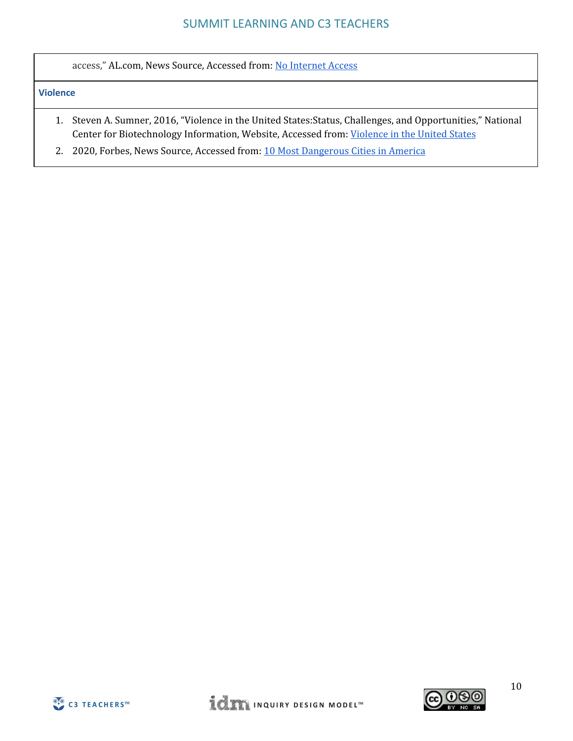access," AL.com, News Source, Accessed from: No Internet Access

**Violence**

1. Steven A. Sumner, 2016, "Violence in the United States:Status, Challenges, and Opportunities," National Center for Biotechnology Information, Website, Accessed from: Violence in the United States
2. 2020, Forbes, News Source, Accessed from: 10 Most Dangerous Cities in America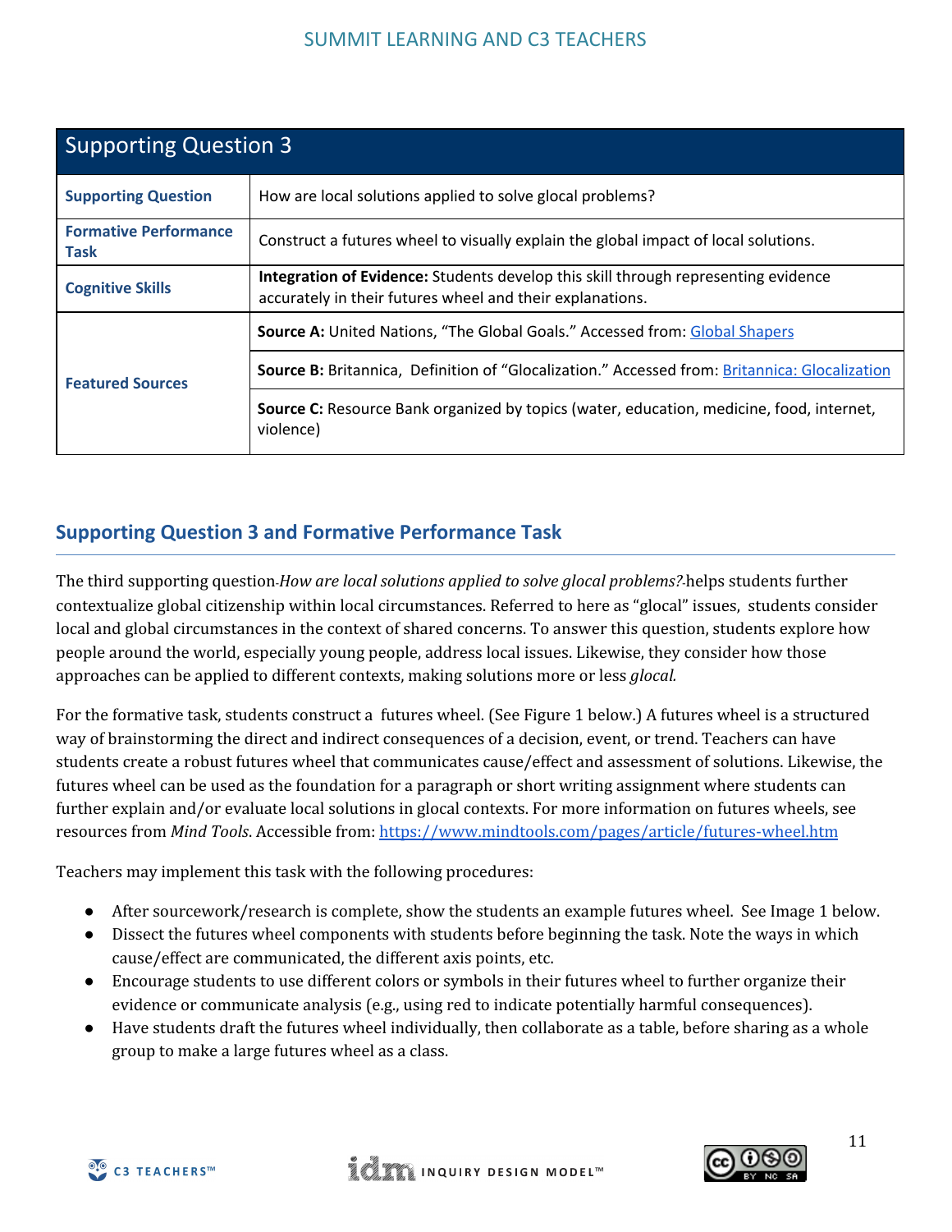## Supporting Question 3

| Supporting Question 3 | |
| --- | --- |
| **Supporting Question** | How are local solutions applied to solve glocal problems? |
| **Formative Performance Task** | Construct a futures wheel to visually explain the global impact of local solutions. |
| **Cognitive Skills** | **Integration of Evidence:** Students develop this skill through representing evidence accurately in their futures wheel and their explanations. |
| **Featured Sources** | **Source A:** United Nations, "The Global Goals." Accessed from: [Global Shapers](#) |
| | **Source B:** Britannica, Definition of "Glocalization." Accessed from: [Britannica: Glocalization](#) |
| | **Source C:** Resource Bank organized by topics (water, education, medicine, food, internet, violence) |

## Supporting Question 3 and Formative Performance Task

The third supporting question *How are local solutions applied to solve glocal problems?* helps students further contextualize global citizenship within local circumstances. Referred to here as "glocal" issues, students consider local and global circumstances in the context of shared concerns. To answer this question, students explore how people around the world, especially young people, address local issues. Likewise, they consider how those approaches can be applied to different contexts, making solutions more or less *glocal.*

For the formative task, students construct a futures wheel. (See Figure 1 below.) A futures wheel is a structured way of brainstorming the direct and indirect consequences of a decision, event, or trend. Teachers can have students create a robust futures wheel that communicates cause/effect and assessment of solutions. Likewise, the futures wheel can be used as the foundation for a paragraph or short writing assignment where students can further explain and/or evaluate local solutions in glocal contexts. For more information on futures wheels, see resources from *Mind Tools*. Accessible from: https://www.mindtools.com/pages/article/futures-wheel.htm

Teachers may implement this task with the following procedures:

- After sourcework/research is complete, show the students an example futures wheel. See Image 1 below.
- Dissect the futures wheel components with students before beginning the task. Note the ways in which cause/effect are communicated, the different axis points, etc.
- Encourage students to use different colors or symbols in their futures wheel to further organize their evidence or communicate analysis (e.g., using red to indicate potentially harmful consequences).
- Have students draft the futures wheel individually, then collaborate as a table, before sharing as a whole group to make a large futures wheel as a class.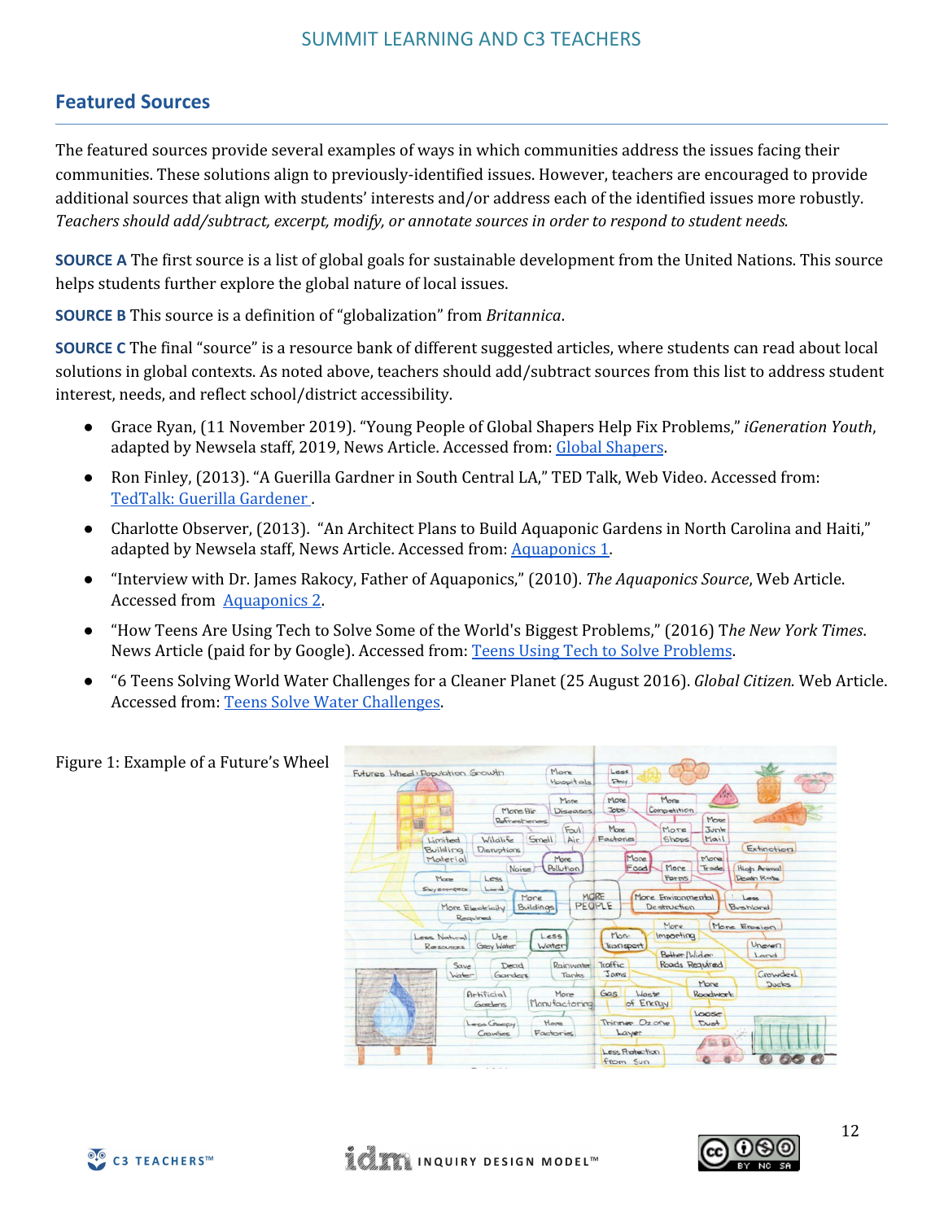## Featured Sources

The featured sources provide several examples of ways in which communities address the issues facing their communities. These solutions align to previously-identified issues. However, teachers are encouraged to provide additional sources that align with students' interests and/or address each of the identified issues more robustly. *Teachers should add/subtract, excerpt, modify, or annotate sources in order to respond to student needs.*

**SOURCE A** The first source is a list of global goals for sustainable development from the United Nations. This source helps students further explore the global nature of local issues.

**SOURCE B** This source is a definition of "globalization" from *Britannica*.

**SOURCE C** The final "source" is a resource bank of different suggested articles, where students can read about local solutions in global contexts. As noted above, teachers should add/subtract sources from this list to address student interest, needs, and reflect school/district accessibility.

- Grace Ryan, (11 November 2019). "Young People of Global Shapers Help Fix Problems," *iGeneration Youth*, adapted by Newsela staff, 2019, News Article. Accessed from: Global Shapers.
- Ron Finley, (2013). "A Guerilla Gardner in South Central LA," TED Talk, Web Video. Accessed from: TedTalk: Guerilla Gardener .
- Charlotte Observer, (2013). "An Architect Plans to Build Aquaponic Gardens in North Carolina and Haiti," adapted by Newsela staff, News Article. Accessed from: Aquaponics 1.
- "Interview with Dr. James Rakocy, Father of Aquaponics," (2010). *The Aquaponics Source*, Web Article. Accessed from Aquaponics 2.
- "How Teens Are Using Tech to Solve Some of the World's Biggest Problems," (2016) T*he New York Times*. News Article (paid for by Google). Accessed from: Teens Using Tech to Solve Problems.
- "6 Teens Solving World Water Challenges for a Cleaner Planet (25 August 2016). *Global Citizen.* Web Article. Accessed from: Teens Solve Water Challenges.

Figure 1: Example of a Future's Wheel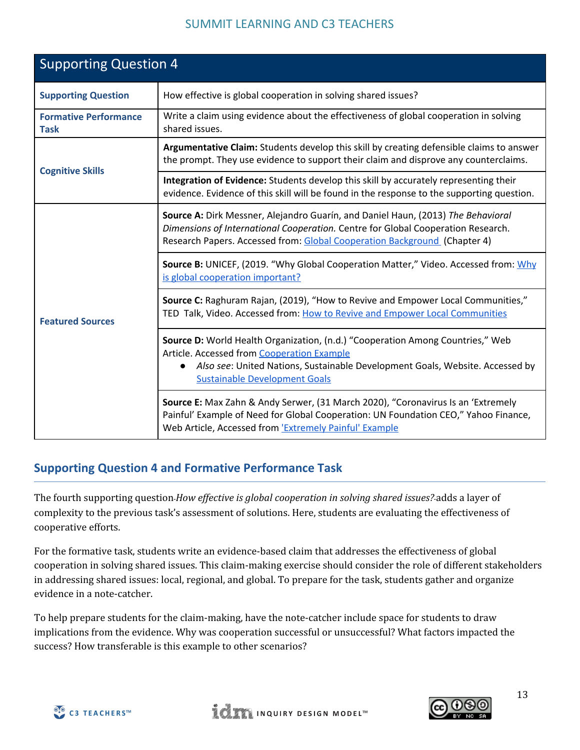## Supporting Question 4

| Supporting Question | How effective is global cooperation in solving shared issues? |
|---|---|
| **Formative Performance Task** | Write a claim using evidence about the effectiveness of global cooperation in solving shared issues. |
| **Cognitive Skills** | **Argumentative Claim:** Students develop this skill by creating defensible claims to answer the prompt. They use evidence to support their claim and disprove any counterclaims. |
| | **Integration of Evidence:** Students develop this skill by accurately representing their evidence. Evidence of this skill will be found in the response to the supporting question. |
| **Featured Sources** | **Source A:** Dirk Messner, Alejandro Guarín, and Daniel Haun, (2013) *The Behavioral Dimensions of International Cooperation.* Centre for Global Cooperation Research. Research Papers. Accessed from: Global Cooperation Background (Chapter 4) |
| | **Source B:** UNICEF, (2019. "Why Global Cooperation Matter," Video. Accessed from: Why is global cooperation important? |
| | **Source C:** Raghuram Rajan, (2019), "How to Revive and Empower Local Communities," TED Talk, Video. Accessed from: How to Revive and Empower Local Communities |
| | **Source D:** World Health Organization, (n.d.) "Cooperation Among Countries," Web Article. Accessed from Cooperation Example <br>● *Also see*: United Nations, Sustainable Development Goals, Website. Accessed by Sustainable Development Goals |
| | **Source E:** Max Zahn & Andy Serwer, (31 March 2020), "Coronavirus Is an 'Extremely Painful' Example of Need for Global Cooperation: UN Foundation CEO," Yahoo Finance, Web Article, Accessed from 'Extremely Painful' Example |

## Supporting Question 4 and Formative Performance Task

The fourth supporting question *How effective is global cooperation in solving shared issues?* adds a layer of complexity to the previous task's assessment of solutions. Here, students are evaluating the effectiveness of cooperative efforts.

For the formative task, students write an evidence-based claim that addresses the effectiveness of global cooperation in solving shared issues. This claim-making exercise should consider the role of different stakeholders in addressing shared issues: local, regional, and global. To prepare for the task, students gather and organize evidence in a note-catcher.

To help prepare students for the claim-making, have the note-catcher include space for students to draw implications from the evidence. Why was cooperation successful or unsuccessful? What factors impacted the success? How transferable is this example to other scenarios?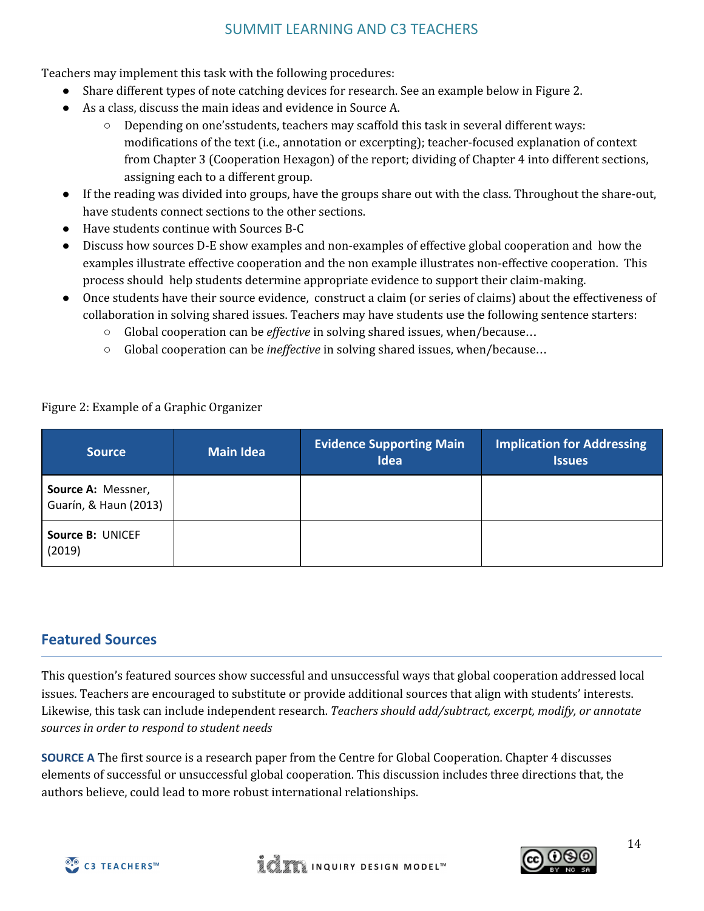Teachers may implement this task with the following procedures:

- Share different types of note catching devices for research. See an example below in Figure 2.
- As a class, discuss the main ideas and evidence in Source A.
  - Depending on one'sstudents, teachers may scaffold this task in several different ways: modifications of the text (i.e., annotation or excerpting); teacher-focused explanation of context from Chapter 3 (Cooperation Hexagon) of the report; dividing of Chapter 4 into different sections, assigning each to a different group.
- If the reading was divided into groups, have the groups share out with the class. Throughout the share-out, have students connect sections to the other sections.
- Have students continue with Sources B-C
- Discuss how sources D-E show examples and non-examples of effective global cooperation and how the examples illustrate effective cooperation and the non example illustrates non-effective cooperation. This process should help students determine appropriate evidence to support their claim-making.
- Once students have their source evidence, construct a claim (or series of claims) about the effectiveness of collaboration in solving shared issues. Teachers may have students use the following sentence starters:
  - Global cooperation can be *effective* in solving shared issues, when/because…
  - Global cooperation can be *ineffective* in solving shared issues, when/because…

Figure 2: Example of a Graphic Organizer

| Source | Main Idea | Evidence Supporting Main Idea | Implication for Addressing Issues |
|---|---|---|---|
| **Source A:** Messner, Guarín, & Haun (2013) | | | |
| **Source B:** UNICEF (2019) | | | |

## Featured Sources

This question's featured sources show successful and unsuccessful ways that global cooperation addressed local issues. Teachers are encouraged to substitute or provide additional sources that align with students' interests. Likewise, this task can include independent research. *Teachers should add/subtract, excerpt, modify, or annotate sources in order to respond to student needs*

**SOURCE A** The first source is a research paper from the Centre for Global Cooperation. Chapter 4 discusses elements of successful or unsuccessful global cooperation. This discussion includes three directions that, the authors believe, could lead to more robust international relationships.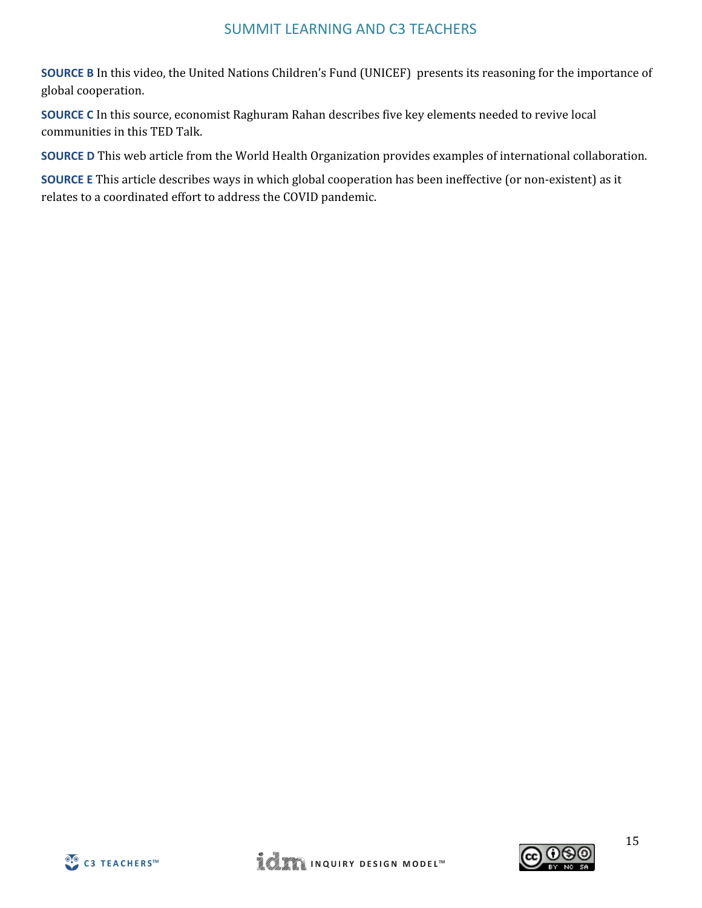**SOURCE B** In this video, the United Nations Children's Fund (UNICEF) presents its reasoning for the importance of global cooperation.

**SOURCE C** In this source, economist Raghuram Rahan describes five key elements needed to revive local communities in this TED Talk.

**SOURCE D** This web article from the World Health Organization provides examples of international collaboration.

**SOURCE E** This article describes ways in which global cooperation has been ineffective (or non-existent) as it relates to a coordinated effort to address the COVID pandemic.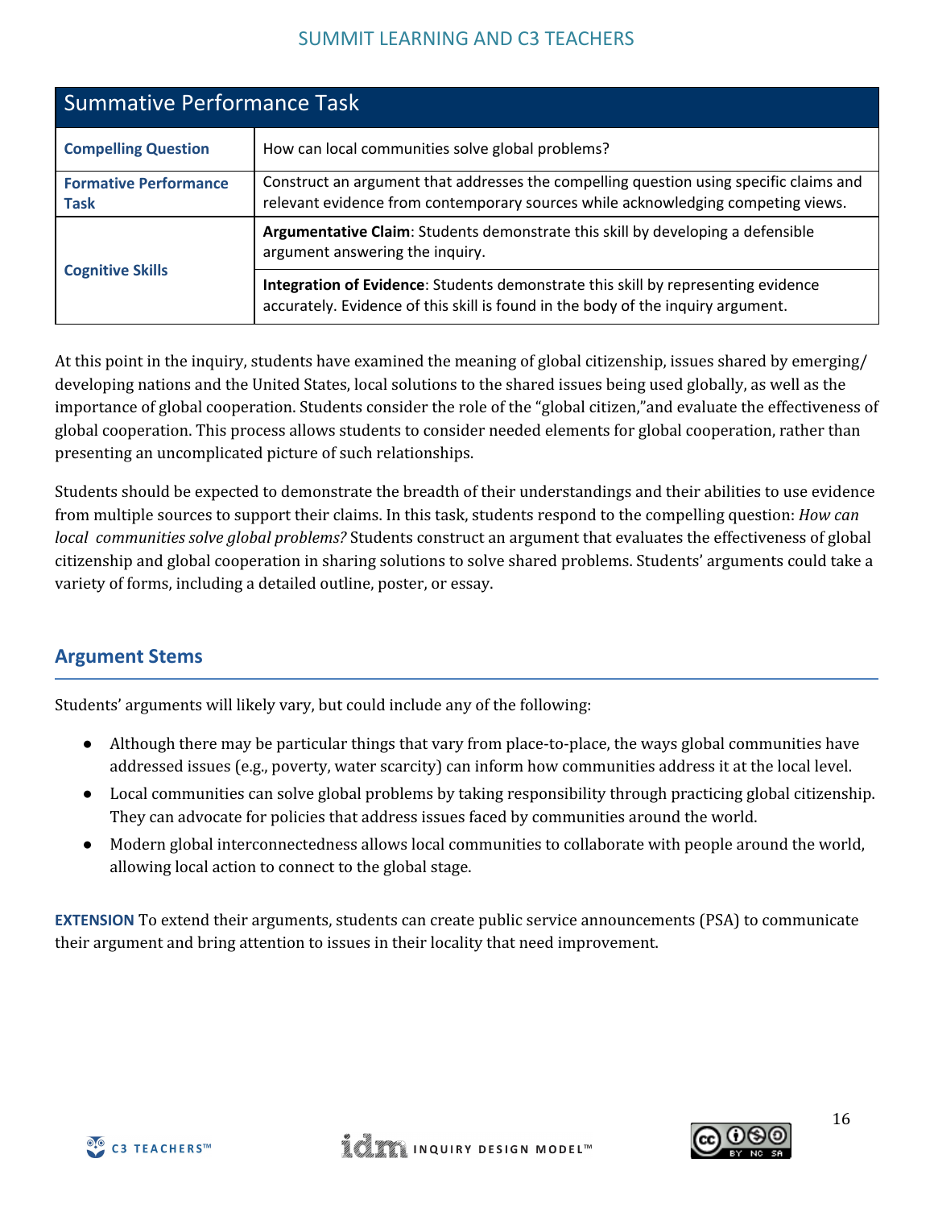| Summative Performance Task | |
|---|---|
| **Compelling Question** | How can local communities solve global problems? |
| **Formative Performance Task** | Construct an argument that addresses the compelling question using specific claims and relevant evidence from contemporary sources while acknowledging competing views. |
| **Cognitive Skills** | **Argumentative Claim**: Students demonstrate this skill by developing a defensible argument answering the inquiry. |
| | **Integration of Evidence**: Students demonstrate this skill by representing evidence accurately. Evidence of this skill is found in the body of the inquiry argument. |

At this point in the inquiry, students have examined the meaning of global citizenship, issues shared by emerging/ developing nations and the United States, local solutions to the shared issues being used globally, as well as the importance of global cooperation. Students consider the role of the "global citizen,"and evaluate the effectiveness of global cooperation. This process allows students to consider needed elements for global cooperation, rather than presenting an uncomplicated picture of such relationships.

Students should be expected to demonstrate the breadth of their understandings and their abilities to use evidence from multiple sources to support their claims. In this task, students respond to the compelling question: *How can local communities solve global problems?* Students construct an argument that evaluates the effectiveness of global citizenship and global cooperation in sharing solutions to solve shared problems. Students' arguments could take a variety of forms, including a detailed outline, poster, or essay.

## Argument Stems

Students' arguments will likely vary, but could include any of the following:

- Although there may be particular things that vary from place-to-place, the ways global communities have addressed issues (e.g., poverty, water scarcity) can inform how communities address it at the local level.
- Local communities can solve global problems by taking responsibility through practicing global citizenship. They can advocate for policies that address issues faced by communities around the world.
- Modern global interconnectedness allows local communities to collaborate with people around the world, allowing local action to connect to the global stage.

**EXTENSION** To extend their arguments, students can create public service announcements (PSA) to communicate their argument and bring attention to issues in their locality that need improvement.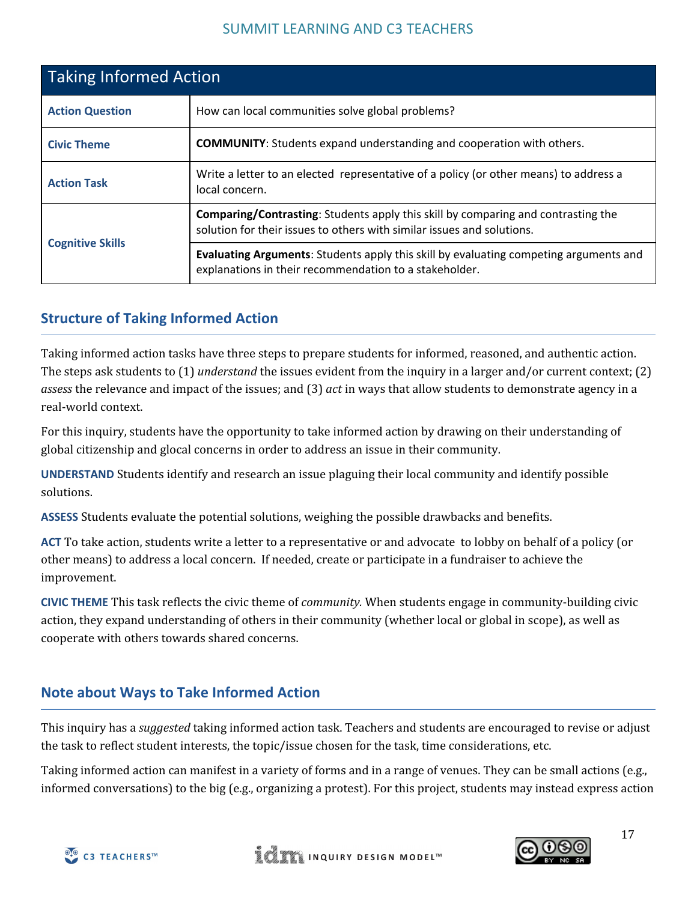| Taking Informed Action | |
|---|---|
| **Action Question** | How can local communities solve global problems? |
| **Civic Theme** | **COMMUNITY**: Students expand understanding and cooperation with others. |
| **Action Task** | Write a letter to an elected representative of a policy (or other means) to address a local concern. |
| **Cognitive Skills** | **Comparing/Contrasting**: Students apply this skill by comparing and contrasting the solution for their issues to others with similar issues and solutions. |
| | **Evaluating Arguments**: Students apply this skill by evaluating competing arguments and explanations in their recommendation to a stakeholder. |

## Structure of Taking Informed Action

Taking informed action tasks have three steps to prepare students for informed, reasoned, and authentic action. The steps ask students to (1) *understand* the issues evident from the inquiry in a larger and/or current context; (2) *assess* the relevance and impact of the issues; and (3) *act* in ways that allow students to demonstrate agency in a real-world context.

For this inquiry, students have the opportunity to take informed action by drawing on their understanding of global citizenship and glocal concerns in order to address an issue in their community.

**UNDERSTAND** Students identify and research an issue plaguing their local community and identify possible solutions.

**ASSESS** Students evaluate the potential solutions, weighing the possible drawbacks and benefits.

**ACT** To take action, students write a letter to a representative or and advocate to lobby on behalf of a policy (or other means) to address a local concern. If needed, create or participate in a fundraiser to achieve the improvement.

**CIVIC THEME** This task reflects the civic theme of *community.* When students engage in community-building civic action, they expand understanding of others in their community (whether local or global in scope), as well as cooperate with others towards shared concerns.

## Note about Ways to Take Informed Action

This inquiry has a *suggested* taking informed action task. Teachers and students are encouraged to revise or adjust the task to reflect student interests, the topic/issue chosen for the task, time considerations, etc.

Taking informed action can manifest in a variety of forms and in a range of venues. They can be small actions (e.g., informed conversations) to the big (e.g., organizing a protest). For this project, students may instead express action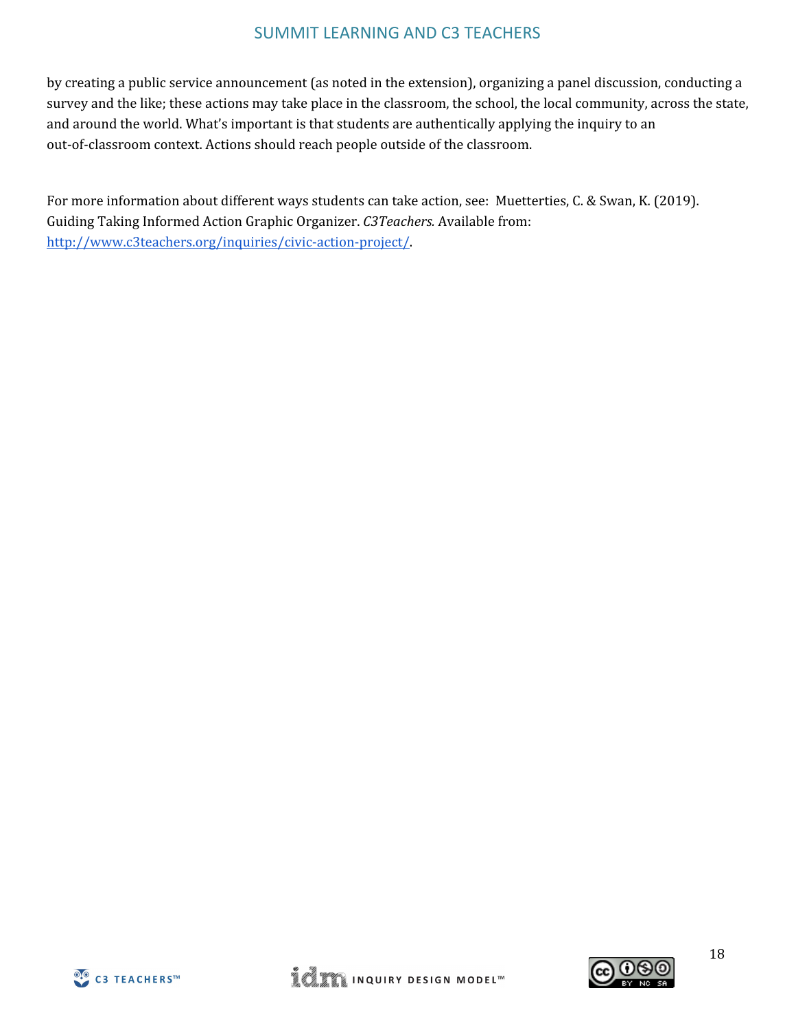by creating a public service announcement (as noted in the extension), organizing a panel discussion, conducting a survey and the like; these actions may take place in the classroom, the school, the local community, across the state, and around the world. What's important is that students are authentically applying the inquiry to an out-of-classroom context. Actions should reach people outside of the classroom.

For more information about different ways students can take action, see: Muetterties, C. & Swan, K. (2019). Guiding Taking Informed Action Graphic Organizer. *C3Teachers.* Available from: [http://www.c3teachers.org/inquiries/civic-action-project/](http://www.c3teachers.org/inquiries/civic-action-project/).